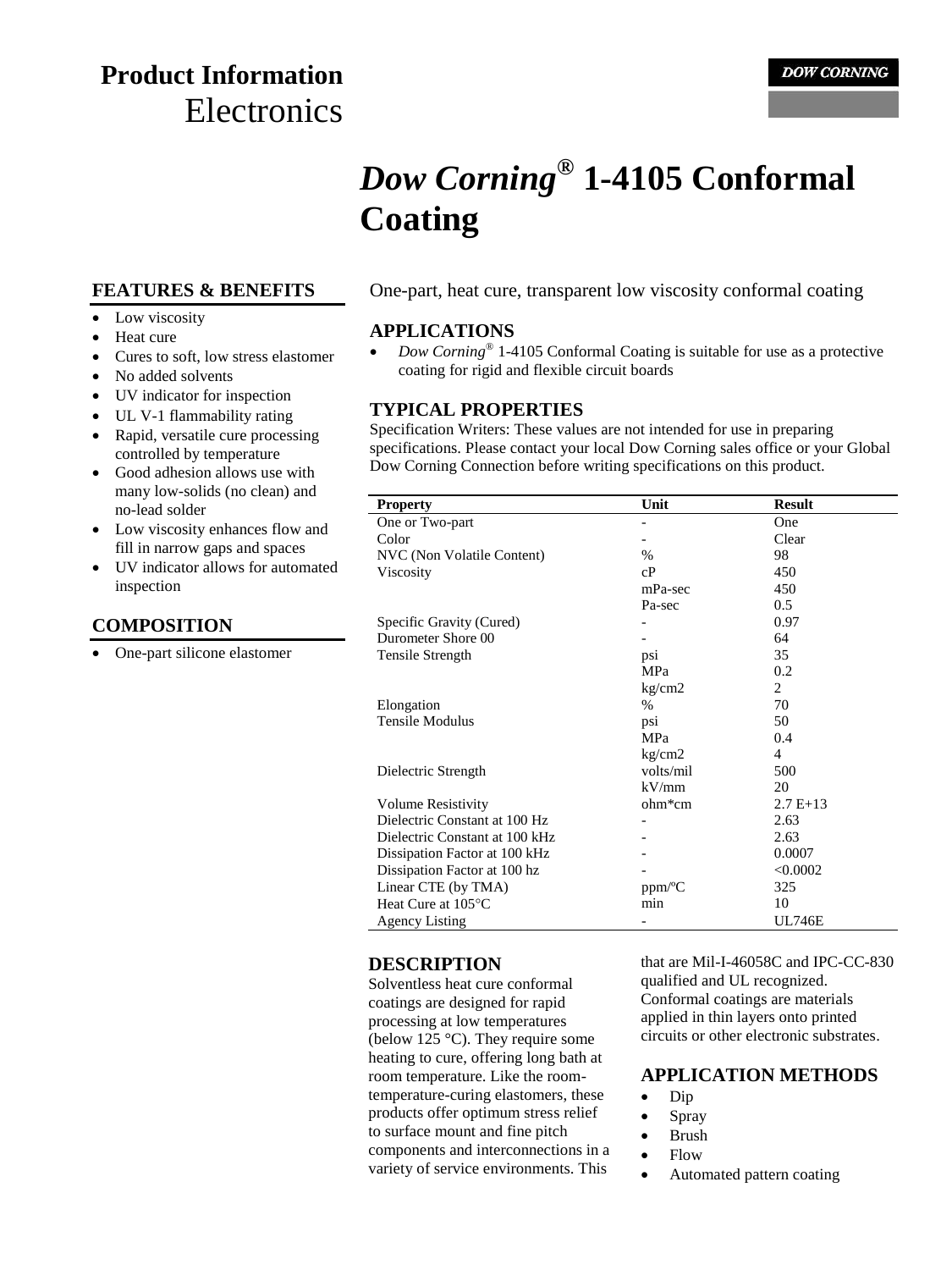# Product Information

## Electronics

DOW CORNING

# *Dow Corning*® 1-4105 Conformal Coating

One-part, heat cure, transparent low viscosity conformal coating

## FEATURES & BENEFITS

- Low viscosity
- Heat cure
- Cures to soft, low stress elastomer
- No added solvents
- UV indicator for inspection
- UL V-1 flammability rating
- Rapid, versatile cure processing controlled by temperature
- Good adhesion allows use with many low-solids (no clean) and no-lead solder
- Low viscosity enhances flow and fill in narrow gaps and spaces
- UV indicator allows for automated inspection

## COMPOSITION

- One-part silicone elastomer

## APPLICATIONS

- *Dow Corning*® 1-4105 Conformal Coating is suitable for use as a protective coating for rigid and flexible circuit boards

## TYPICAL PROPERTIES

Specification Writers: These values are not intended for use in preparing specifications. Please contact your local Dow Corning sales office or your Global Dow Corning Connection before writing specifications on this product.

| Property | Unit | Result |
|---|---|---|
| One or Two-part | - | One |
| Color | - | Clear |
| NVC (Non Volatile Content) | % | 98 |
| Viscosity | cP | 450 |
| | mPa-sec | 450 |
| | Pa-sec | 0.5 |
| Specific Gravity (Cured) | - | 0.97 |
| Durometer Shore 00 | - | 64 |
| Tensile Strength | psi | 35 |
| | MPa | 0.2 |
| | kg/cm2 | 2 |
| Elongation | % | 70 |
| Tensile Modulus | psi | 50 |
| | MPa | 0.4 |
| | kg/cm2 | 4 |
| Dielectric Strength | volts/mil | 500 |
| | kV/mm | 20 |
| Volume Resistivity | ohm*cm | 2.7 E+13 |
| Dielectric Constant at 100 Hz | - | 2.63 |
| Dielectric Constant at 100 kHz | - | 2.63 |
| Dissipation Factor at 100 kHz | - | 0.0007 |
| Dissipation Factor at 100 hz | - | <0.0002 |
| Linear CTE (by TMA) | ppm/ºC | 325 |
| Heat Cure at 105°C | min | 10 |
| Agency Listing | - | UL746E |

## DESCRIPTION

Solventless heat cure conformal coatings are designed for rapid processing at low temperatures (below 125 °C). They require some heating to cure, offering long bath at room temperature. Like the room-temperature-curing elastomers, these products offer optimum stress relief to surface mount and fine pitch components and interconnections in a variety of service environments. This that are Mil-I-46058C and IPC-CC-830 qualified and UL recognized. Conformal coatings are materials applied in thin layers onto printed circuits or other electronic substrates.

## APPLICATION METHODS

- Dip
- Spray
- Brush
- Flow
- Automated pattern coating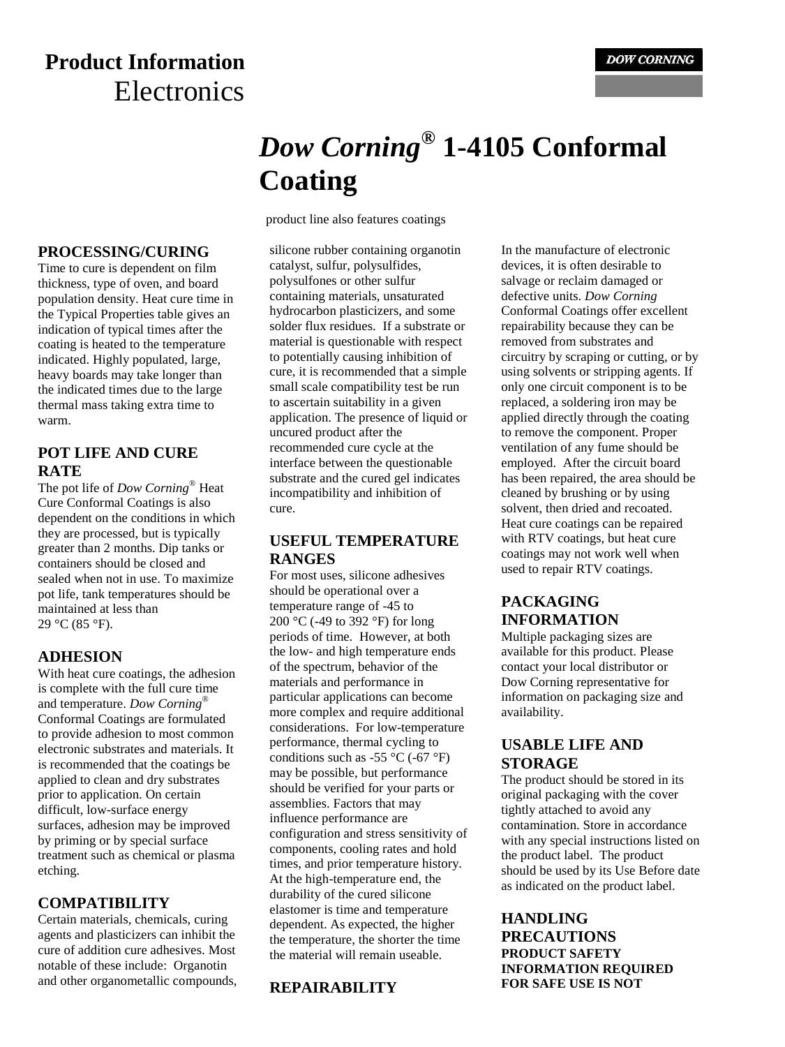# Product Information
Electronics

# *Dow Corning®* 1-4105 Conformal Coating

product line also features coatings

## PROCESSING/CURING

Time to cure is dependent on film thickness, type of oven, and board population density. Heat cure time in the Typical Properties table gives an indication of typical times after the coating is heated to the temperature indicated. Highly populated, large, heavy boards may take longer than the indicated times due to the large thermal mass taking extra time to warm.

## POT LIFE AND CURE RATE

The pot life of *Dow Corning®* Heat Cure Conformal Coatings is also dependent on the conditions in which they are processed, but is typically greater than 2 months. Dip tanks or containers should be closed and sealed when not in use. To maximize pot life, tank temperatures should be maintained at less than 29 °C (85 °F).

## ADHESION

With heat cure coatings, the adhesion is complete with the full cure time and temperature. *Dow Corning®* Conformal Coatings are formulated to provide adhesion to most common electronic substrates and materials. It is recommended that the coatings be applied to clean and dry substrates prior to application. On certain difficult, low-surface energy surfaces, adhesion may be improved by priming or by special surface treatment such as chemical or plasma etching.

## COMPATIBILITY

Certain materials, chemicals, curing agents and plasticizers can inhibit the cure of addition cure adhesives. Most notable of these include: Organotin and other organometallic compounds, silicone rubber containing organotin catalyst, sulfur, polysulfides, polysulfones or other sulfur containing materials, unsaturated hydrocarbon plasticizers, and some solder flux residues. If a substrate or material is questionable with respect to potentially causing inhibition of cure, it is recommended that a simple small scale compatibility test be run to ascertain suitability in a given application. The presence of liquid or uncured product after the recommended cure cycle at the interface between the questionable substrate and the cured gel indicates incompatibility and inhibition of cure.

## USEFUL TEMPERATURE RANGES

For most uses, silicone adhesives should be operational over a temperature range of -45 to 200 °C (-49 to 392 °F) for long periods of time. However, at both the low- and high temperature ends of the spectrum, behavior of the materials and performance in particular applications can become more complex and require additional considerations. For low-temperature performance, thermal cycling to conditions such as -55 °C (-67 °F) may be possible, but performance should be verified for your parts or assemblies. Factors that may influence performance are configuration and stress sensitivity of components, cooling rates and hold times, and prior temperature history. At the high-temperature end, the durability of the cured silicone elastomer is time and temperature dependent. As expected, the higher the temperature, the shorter the time the material will remain useable.

## REPAIRABILITY

In the manufacture of electronic devices, it is often desirable to salvage or reclaim damaged or defective units. *Dow Corning* Conformal Coatings offer excellent repairability because they can be removed from substrates and circuitry by scraping or cutting, or by using solvents or stripping agents. If only one circuit component is to be replaced, a soldering iron may be applied directly through the coating to remove the component. Proper ventilation of any fume should be employed. After the circuit board has been repaired, the area should be cleaned by brushing or by using solvent, then dried and recoated. Heat cure coatings can be repaired with RTV coatings, but heat cure coatings may not work well when used to repair RTV coatings.

## PACKAGING INFORMATION

Multiple packaging sizes are available for this product. Please contact your local distributor or Dow Corning representative for information on packaging size and availability.

## USABLE LIFE AND STORAGE

The product should be stored in its original packaging with the cover tightly attached to avoid any contamination. Store in accordance with any special instructions listed on the product label. The product should be used by its Use Before date as indicated on the product label.

## HANDLING PRECAUTIONS

**PRODUCT SAFETY INFORMATION REQUIRED FOR SAFE USE IS NOT**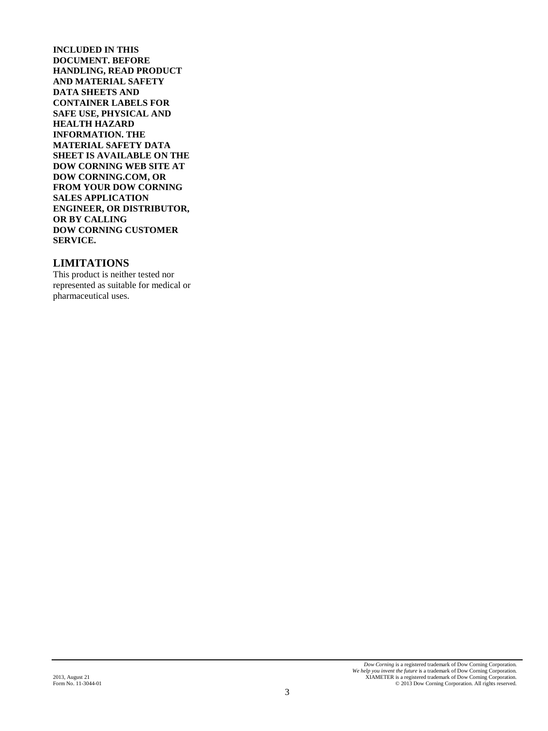**INCLUDED IN THIS DOCUMENT. BEFORE HANDLING, READ PRODUCT AND MATERIAL SAFETY DATA SHEETS AND CONTAINER LABELS FOR SAFE USE, PHYSICAL AND HEALTH HAZARD INFORMATION. THE MATERIAL SAFETY DATA SHEET IS AVAILABLE ON THE DOW CORNING WEB SITE AT DOW CORNING.COM, OR FROM YOUR DOW CORNING SALES APPLICATION ENGINEER, OR DISTRIBUTOR, OR BY CALLING DOW CORNING CUSTOMER SERVICE.**

## LIMITATIONS

This product is neither tested nor represented as suitable for medical or pharmaceutical uses.

2013, August 21
Form No. 11-3044-01

*Dow Corning* is a registered trademark of Dow Corning Corporation.
*We help you invent the future* is a trademark of Dow Corning Corporation.
XIAMETER is a registered trademark of Dow Corning Corporation.
© 2013 Dow Corning Corporation. All rights reserved.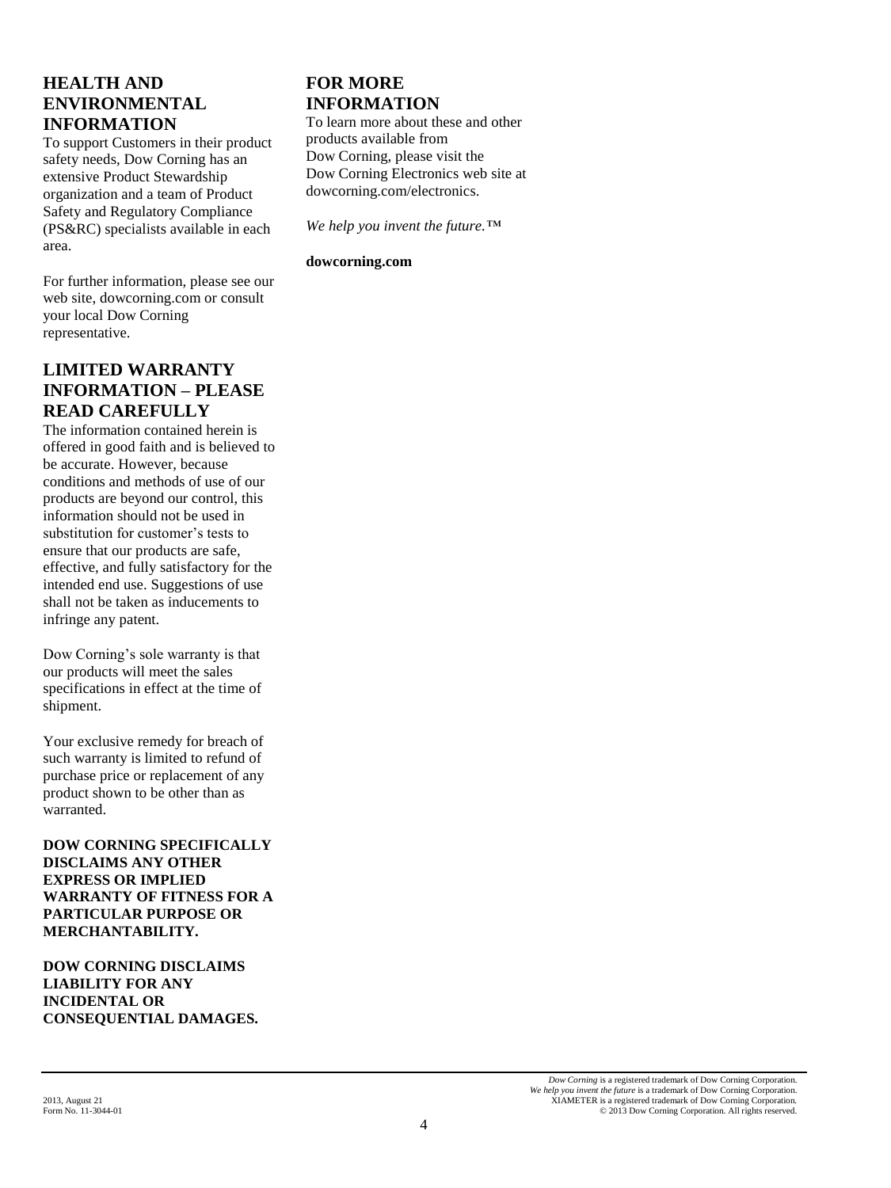## HEALTH AND ENVIRONMENTAL INFORMATION

To support Customers in their product safety needs, Dow Corning has an extensive Product Stewardship organization and a team of Product Safety and Regulatory Compliance (PS&RC) specialists available in each area.

For further information, please see our web site, dowcorning.com or consult your local Dow Corning representative.

## LIMITED WARRANTY INFORMATION – PLEASE READ CAREFULLY

The information contained herein is offered in good faith and is believed to be accurate. However, because conditions and methods of use of our products are beyond our control, this information should not be used in substitution for customer's tests to ensure that our products are safe, effective, and fully satisfactory for the intended end use. Suggestions of use shall not be taken as inducements to infringe any patent.

Dow Corning's sole warranty is that our products will meet the sales specifications in effect at the time of shipment.

Your exclusive remedy for breach of such warranty is limited to refund of purchase price or replacement of any product shown to be other than as warranted.

**DOW CORNING SPECIFICALLY DISCLAIMS ANY OTHER EXPRESS OR IMPLIED WARRANTY OF FITNESS FOR A PARTICULAR PURPOSE OR MERCHANTABILITY.**

**DOW CORNING DISCLAIMS LIABILITY FOR ANY INCIDENTAL OR CONSEQUENTIAL DAMAGES.**

## FOR MORE INFORMATION

To learn more about these and other products available from Dow Corning, please visit the Dow Corning Electronics web site at dowcorning.com/electronics.

*We help you invent the future.*™

**dowcorning.com**

2013, August 21
Form No. 11-3044-01

*Dow Corning* is a registered trademark of Dow Corning Corporation.
*We help you invent the future* is a trademark of Dow Corning Corporation.
XIAMETER is a registered trademark of Dow Corning Corporation.
© 2013 Dow Corning Corporation. All rights reserved.